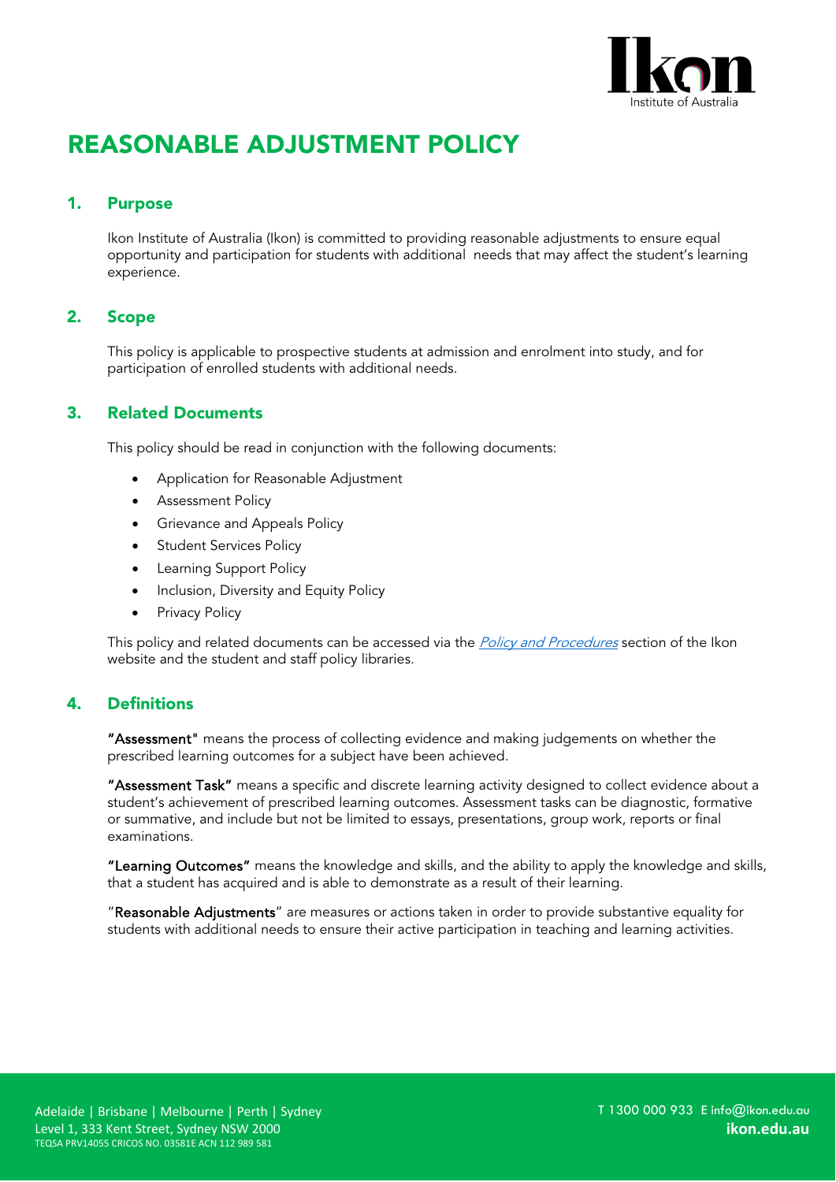# REASONABLE ADJUSTMENT POLICY

## 1. Purpose

Ikon Institute of Australia (Ikon) is committed to providing reasonable adjustments to ensure equal opportunity and participation for students with additional needs that may affect the student's learning experience.

## 2. Scope

This policy is applicable to prospective students at admission and enrolment into study, and for participation of enrolled students with additional needs.

## 3. Related Documents

This policy should be read in conjunction with the following documents:

- Application for Reasonable Adjustment
- Assessment Policy
- Grievance and Appeals Policy
- Student Services Policy
- Learning Support Policy
- Inclusion, Diversity and Equity Policy
- Privacy Policy

This policy and related documents can be accessed via the *Policy and Procedures* section of the Ikon website and the student and staff policy libraries.

## 4. Definitions

**"Assessment"** means the process of collecting evidence and making judgements on whether the prescribed learning outcomes for a subject have been achieved.

**"Assessment Task"** means a specific and discrete learning activity designed to collect evidence about a student's achievement of prescribed learning outcomes. Assessment tasks can be diagnostic, formative or summative, and include but not be limited to essays, presentations, group work, reports or final examinations.

**"Learning Outcomes"** means the knowledge and skills, and the ability to apply the knowledge and skills, that a student has acquired and is able to demonstrate as a result of their learning.

"**Reasonable Adjustments**" are measures or actions taken in order to provide substantive equality for students with additional needs to ensure their active participation in teaching and learning activities.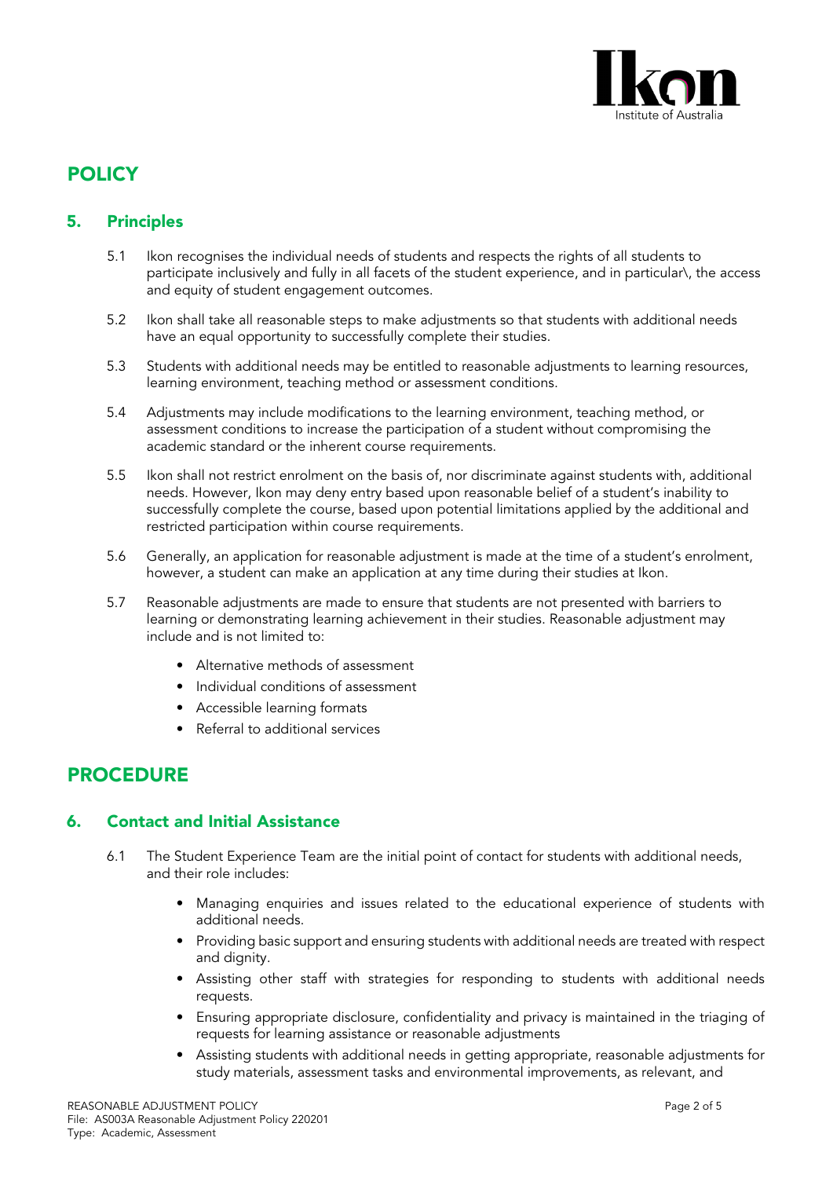# POLICY

## 5. Principles

5.1 Ikon recognises the individual needs of students and respects the rights of all students to participate inclusively and fully in all facets of the student experience, and in particular\, the access and equity of student engagement outcomes.

5.2 Ikon shall take all reasonable steps to make adjustments so that students with additional needs have an equal opportunity to successfully complete their studies.

5.3 Students with additional needs may be entitled to reasonable adjustments to learning resources, learning environment, teaching method or assessment conditions.

5.4 Adjustments may include modifications to the learning environment, teaching method, or assessment conditions to increase the participation of a student without compromising the academic standard or the inherent course requirements.

5.5 Ikon shall not restrict enrolment on the basis of, nor discriminate against students with, additional needs. However, Ikon may deny entry based upon reasonable belief of a student's inability to successfully complete the course, based upon potential limitations applied by the additional and restricted participation within course requirements.

5.6 Generally, an application for reasonable adjustment is made at the time of a student's enrolment, however, a student can make an application at any time during their studies at Ikon.

5.7 Reasonable adjustments are made to ensure that students are not presented with barriers to learning or demonstrating learning achievement in their studies. Reasonable adjustment may include and is not limited to:

- Alternative methods of assessment
- Individual conditions of assessment
- Accessible learning formats
- Referral to additional services

# PROCEDURE

## 6. Contact and Initial Assistance

6.1 The Student Experience Team are the initial point of contact for students with additional needs, and their role includes:

- Managing enquiries and issues related to the educational experience of students with additional needs.
- Providing basic support and ensuring students with additional needs are treated with respect and dignity.
- Assisting other staff with strategies for responding to students with additional needs requests.
- Ensuring appropriate disclosure, confidentiality and privacy is maintained in the triaging of requests for learning assistance or reasonable adjustments
- Assisting students with additional needs in getting appropriate, reasonable adjustments for study materials, assessment tasks and environmental improvements, as relevant, and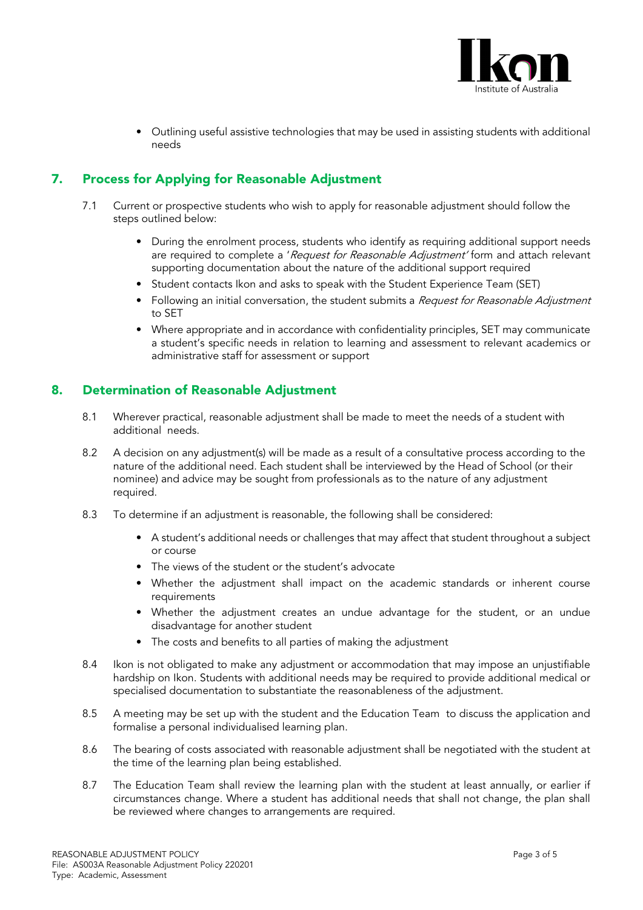- Outlining useful assistive technologies that may be used in assisting students with additional needs

## 7. Process for Applying for Reasonable Adjustment

7.1 Current or prospective students who wish to apply for reasonable adjustment should follow the steps outlined below:

- During the enrolment process, students who identify as requiring additional support needs are required to complete a '*Request for Reasonable Adjustment'* form and attach relevant supporting documentation about the nature of the additional support required
- Student contacts Ikon and asks to speak with the Student Experience Team (SET)
- Following an initial conversation, the student submits a *Request for Reasonable Adjustment* to SET
- Where appropriate and in accordance with confidentiality principles, SET may communicate a student's specific needs in relation to learning and assessment to relevant academics or administrative staff for assessment or support

## 8. Determination of Reasonable Adjustment

8.1 Wherever practical, reasonable adjustment shall be made to meet the needs of a student with additional needs.

8.2 A decision on any adjustment(s) will be made as a result of a consultative process according to the nature of the additional need. Each student shall be interviewed by the Head of School (or their nominee) and advice may be sought from professionals as to the nature of any adjustment required.

8.3 To determine if an adjustment is reasonable, the following shall be considered:

- A student's additional needs or challenges that may affect that student throughout a subject or course
- The views of the student or the student's advocate
- Whether the adjustment shall impact on the academic standards or inherent course requirements
- Whether the adjustment creates an undue advantage for the student, or an undue disadvantage for another student
- The costs and benefits to all parties of making the adjustment

8.4 Ikon is not obligated to make any adjustment or accommodation that may impose an unjustifiable hardship on Ikon. Students with additional needs may be required to provide additional medical or specialised documentation to substantiate the reasonableness of the adjustment.

8.5 A meeting may be set up with the student and the Education Team to discuss the application and formalise a personal individualised learning plan.

8.6 The bearing of costs associated with reasonable adjustment shall be negotiated with the student at the time of the learning plan being established.

8.7 The Education Team shall review the learning plan with the student at least annually, or earlier if circumstances change. Where a student has additional needs that shall not change, the plan shall be reviewed where changes to arrangements are required.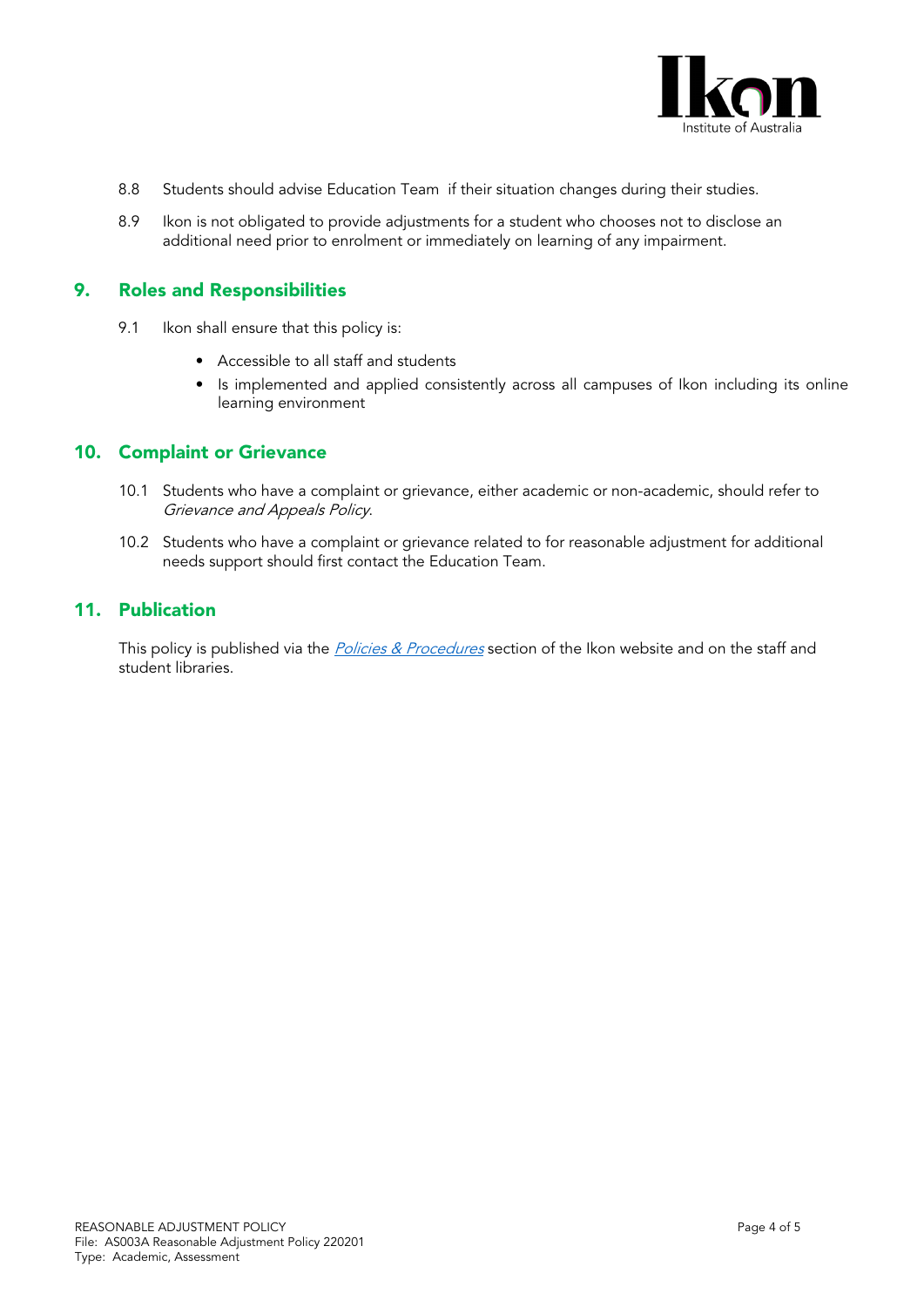8.8 Students should advise Education Team if their situation changes during their studies.

8.9 Ikon is not obligated to provide adjustments for a student who chooses not to disclose an additional need prior to enrolment or immediately on learning of any impairment.

## 9. Roles and Responsibilities

9.1 Ikon shall ensure that this policy is:

- Accessible to all staff and students
- Is implemented and applied consistently across all campuses of Ikon including its online learning environment

## 10. Complaint or Grievance

10.1 Students who have a complaint or grievance, either academic or non-academic, should refer to *Grievance and Appeals Policy*.

10.2 Students who have a complaint or grievance related to for reasonable adjustment for additional needs support should first contact the Education Team.

## 11. Publication

This policy is published via the *Policies & Procedures* section of the Ikon website and on the staff and student libraries.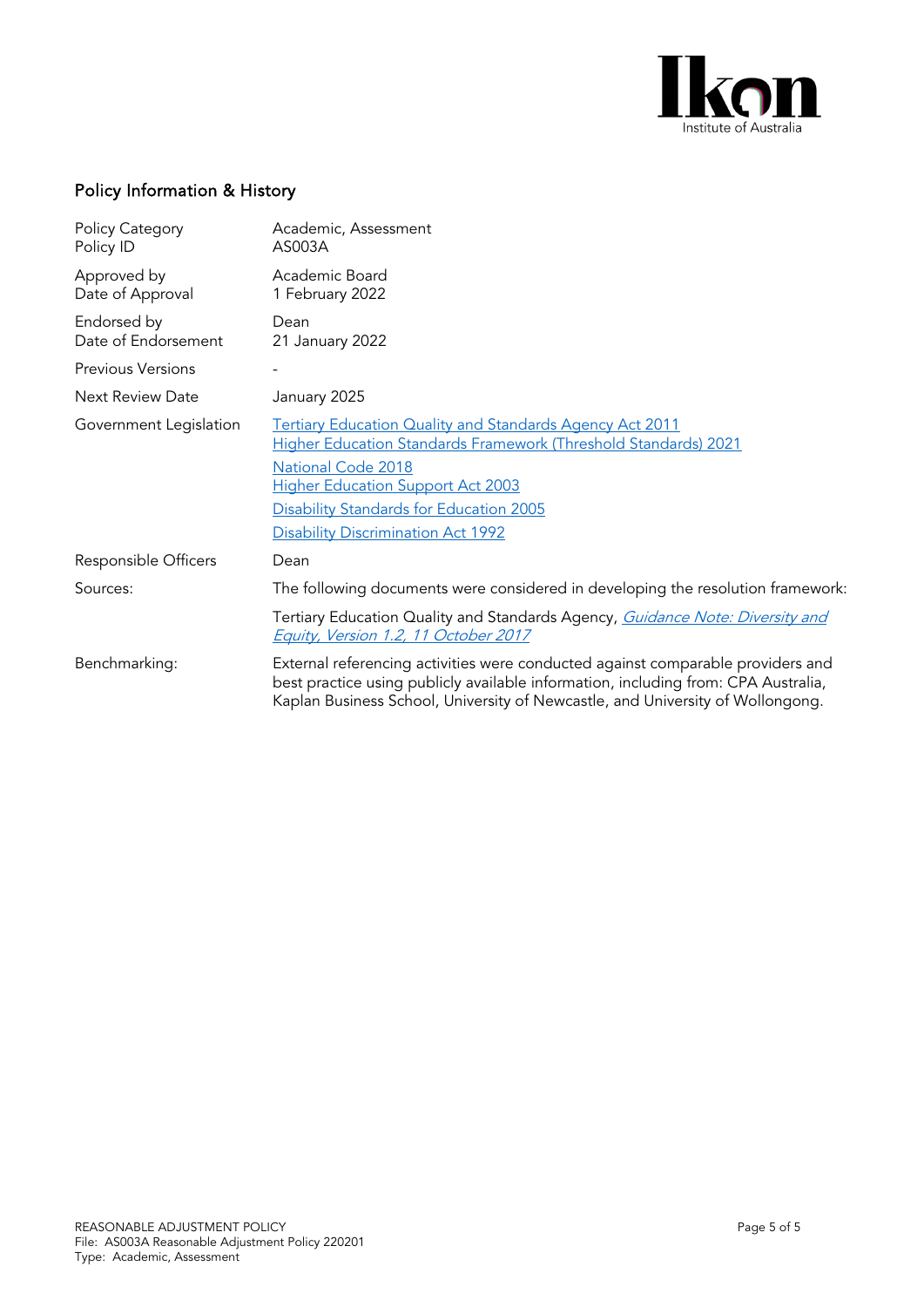## Policy Information & History

| | |
|---|---|
| Policy Category<br>Policy ID | Academic, Assessment<br>AS003A |
| Approved by<br>Date of Approval | Academic Board<br>1 February 2022 |
| Endorsed by<br>Date of Endorsement | Dean<br>21 January 2022 |
| Previous Versions | - |
| Next Review Date | January 2025 |
| Government Legislation | Tertiary Education Quality and Standards Agency Act 2011<br>Higher Education Standards Framework (Threshold Standards) 2021<br>National Code 2018<br>Higher Education Support Act 2003<br>Disability Standards for Education 2005<br>Disability Discrimination Act 1992 |
| Responsible Officers | Dean |
| Sources: | The following documents were considered in developing the resolution framework:<br>Tertiary Education Quality and Standards Agency, *Guidance Note: Diversity and Equity, Version 1.2, 11 October 2017* |
| Benchmarking: | External referencing activities were conducted against comparable providers and best practice using publicly available information, including from: CPA Australia, Kaplan Business School, University of Newcastle, and University of Wollongong. |